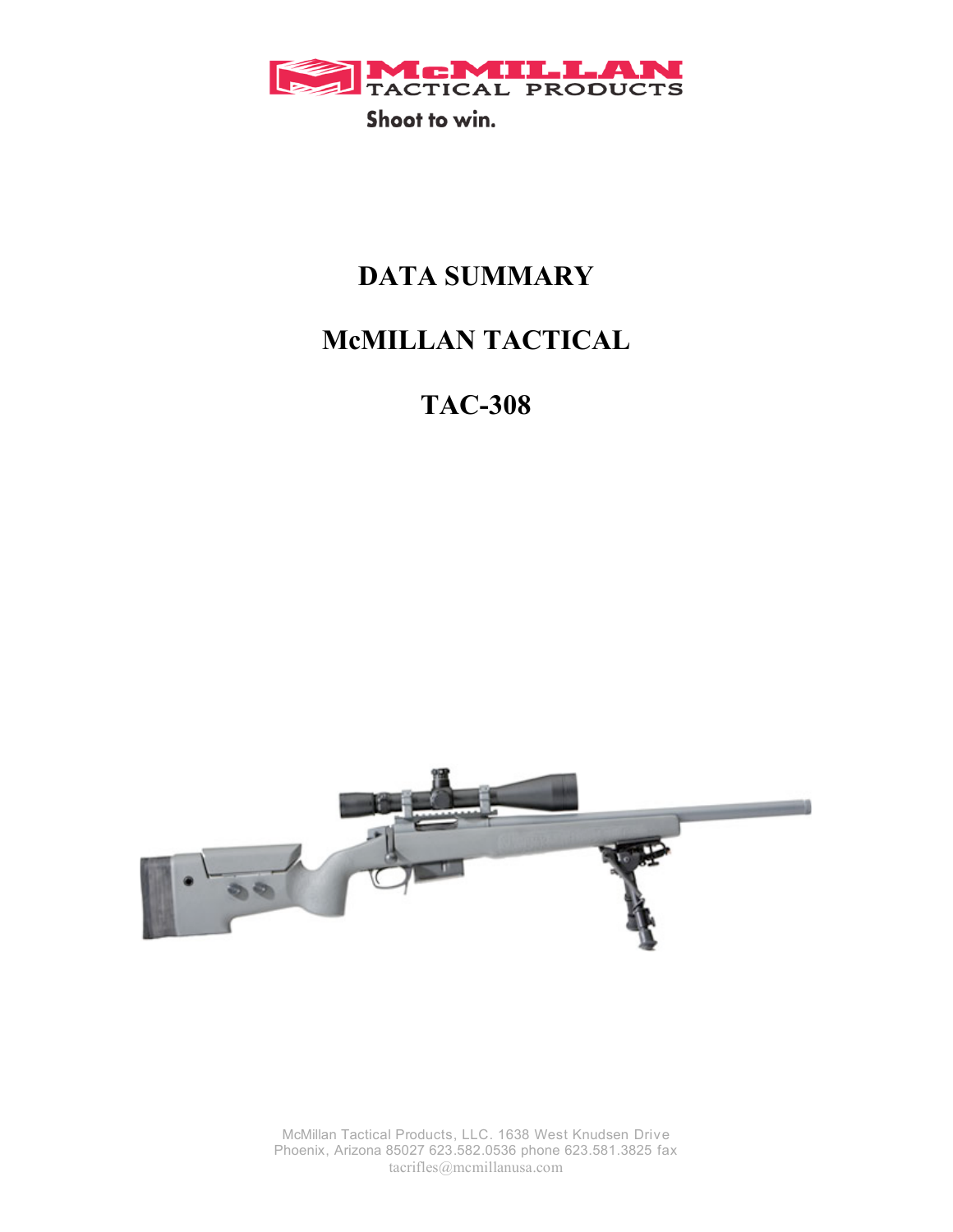McMILLAN TACTICAL PRODUCTS

Shoot to win.

# DATA SUMMARY

# McMILLAN TACTICAL

# TAC-308

McMillan Tactical Products, LLC. 1638 West Knudsen Drive
Phoenix, Arizona 85027 623.582.0536 phone 623.581.3825 fax
tacrifles@mcmillanusa.com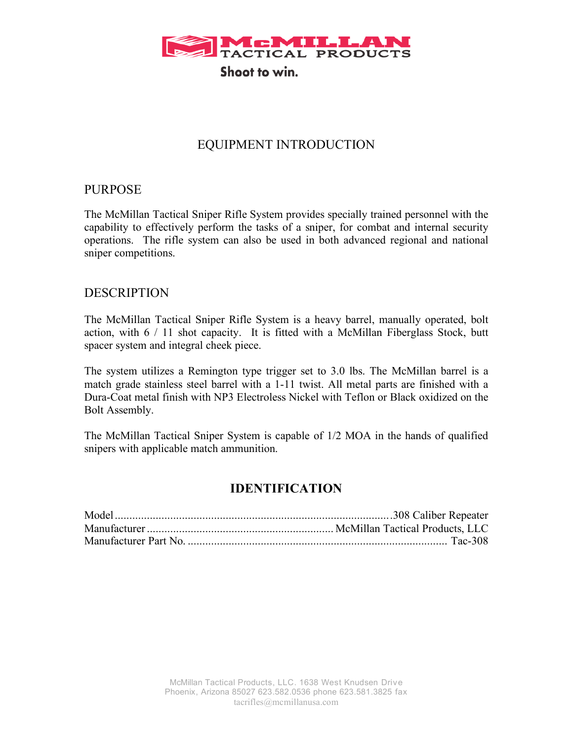McMILLAN TACTICAL PRODUCTS

Shoot to win.

# EQUIPMENT INTRODUCTION

## PURPOSE

The McMillan Tactical Sniper Rifle System provides specially trained personnel with the capability to effectively perform the tasks of a sniper, for combat and internal security operations. The rifle system can also be used in both advanced regional and national sniper competitions.

## DESCRIPTION

The McMillan Tactical Sniper Rifle System is a heavy barrel, manually operated, bolt action, with 6 / 11 shot capacity. It is fitted with a McMillan Fiberglass Stock, butt spacer system and integral cheek piece.

The system utilizes a Remington type trigger set to 3.0 lbs. The McMillan barrel is a match grade stainless steel barrel with a 1-11 twist. All metal parts are finished with a Dura-Coat metal finish with NP3 Electroless Nickel with Teflon or Black oxidized on the Bolt Assembly.

The McMillan Tactical Sniper System is capable of 1/2 MOA in the hands of qualified snipers with applicable match ammunition.

## IDENTIFICATION

Model ............................................................................................ .308 Caliber Repeater
Manufacturer ................................................................ McMillan Tactical Products, LLC
Manufacturer Part No. ........................................................................................ Tac-308

McMillan Tactical Products, LLC. 1638 West Knudsen Drive
Phoenix, Arizona 85027 623.582.0536 phone 623.581.3825 fax
tacrifles@mcmillanusa.com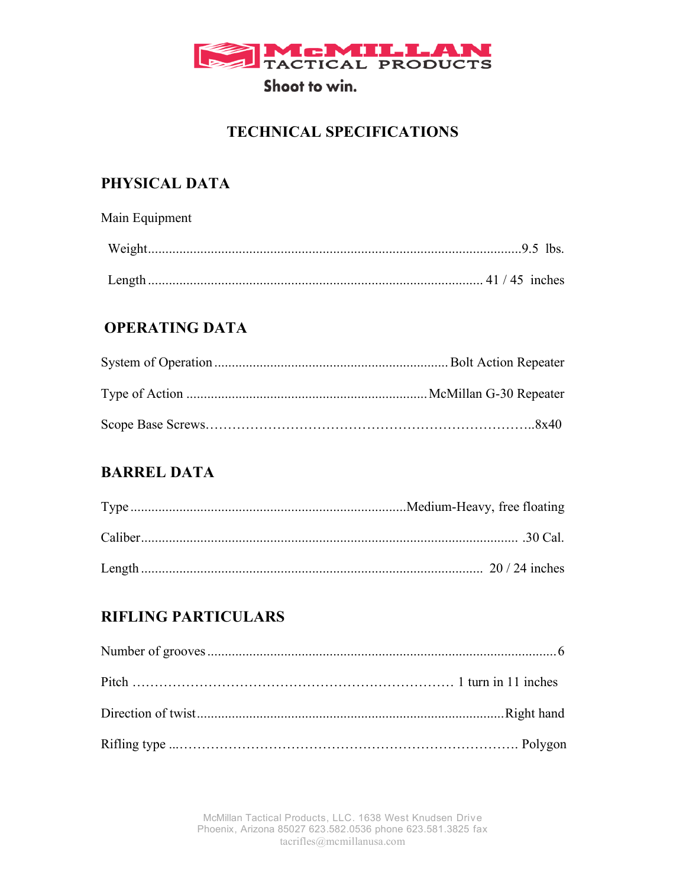McMILLAN TACTICAL PRODUCTS

Shoot to win.

# TECHNICAL SPECIFICATIONS

## PHYSICAL DATA

Main Equipment

Weight....................................................................................................9.5 lbs.

Length ........................................................................................ 41 / 45 inches

## OPERATING DATA

System of Operation ................................................................. Bolt Action Repeater

Type of Action ................................................................... McMillan G-30 Repeater

Scope Base Screws.………………………………………………………………..8x40

## BARREL DATA

Type ............................................................................Medium-Heavy, free floating

Caliber......................................................................................................... .30 Cal.

Length ............................................................................................... 20 / 24 inches

## RIFLING PARTICULARS

Number of grooves ..................................................................................................6

Pitch ……………………………………………………………… 1 turn in 11 inches

Direction of twist.........................................................................................Right hand

Rifling type ...………………………………………………………………. Polygon

McMillan Tactical Products, LLC. 1638 West Knudsen Drive
Phoenix, Arizona 85027 623.582.0536 phone 623.581.3825 fax
tacrifles@mcmillanusa.com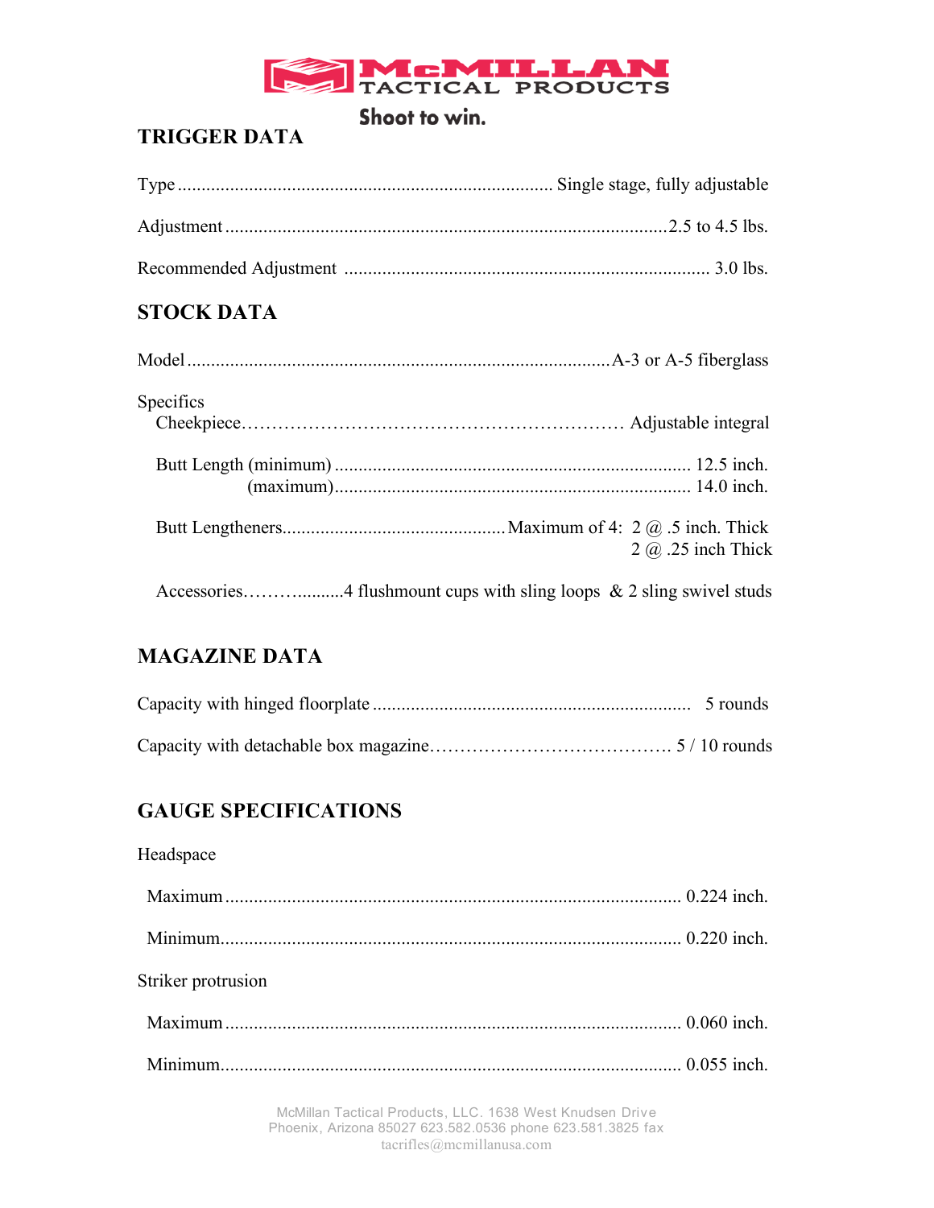McMILLAN TACTICAL PRODUCTS

Shoot to win.

## TRIGGER DATA

Type ............................................................................... Single stage, fully adjustable

Adjustment ..............................................................................................2.5 to 4.5 lbs.

Recommended Adjustment ............................................................................ 3.0 lbs.

## STOCK DATA

Model ........................................................................................A-3 or A-5 fiberglass

Specifics

Cheekpiece……………………………………………………… Adjustable integral

Butt Length (minimum) ........................................................................... 12.5 inch.
(maximum)........................................................................... 14.0 inch.

Butt Lengtheners...............................................Maximum of 4: 2 @ .5 inch. Thick
2 @ .25 inch Thick

Accessories………..........4 flushmount cups with sling loops & 2 sling swivel studs

## MAGAZINE DATA

Capacity with hinged floorplate .................................................................. 5 rounds

Capacity with detachable box magazine…………………………………. 5 / 10 rounds

## GAUGE SPECIFICATIONS

Headspace

Maximum ................................................................................................ 0.224 inch.

Minimum................................................................................................. 0.220 inch.

Striker protrusion

Maximum ................................................................................................ 0.060 inch.

Minimum................................................................................................. 0.055 inch.

McMillan Tactical Products, LLC. 1638 West Knudsen Drive
Phoenix, Arizona 85027 623.582.0536 phone 623.581.3825 fax
tacrifles@mcmillanusa.com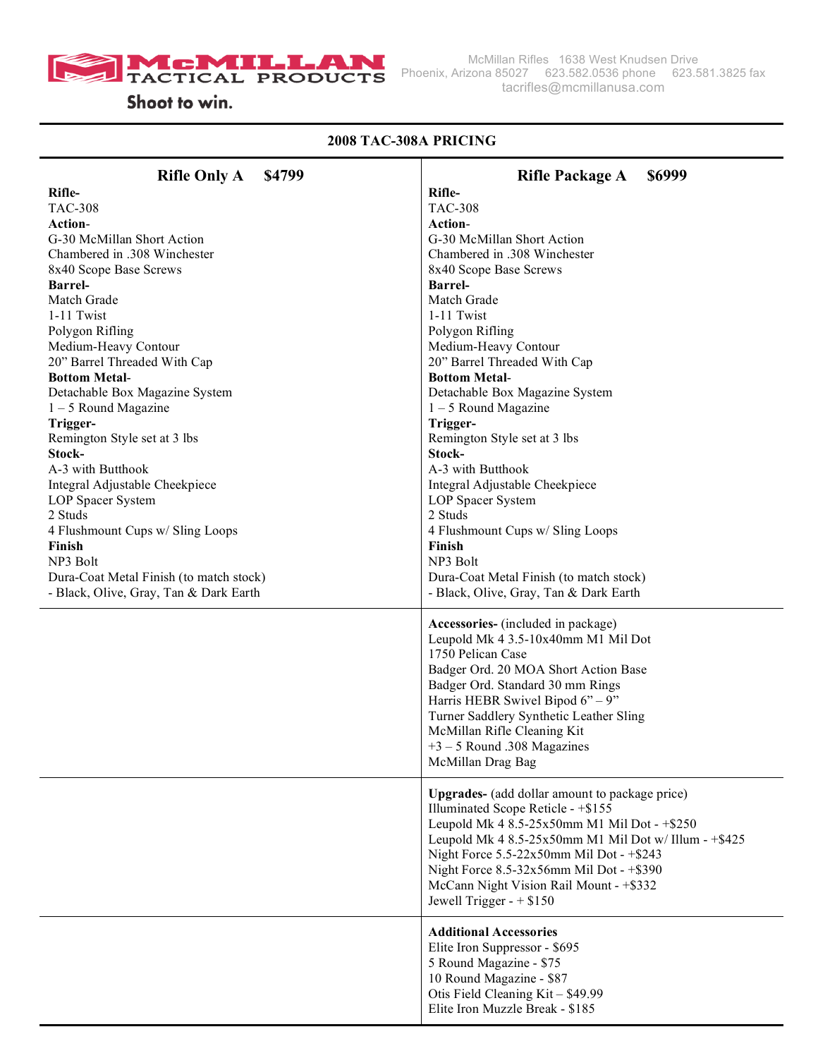**McMILLAN TACTICAL PRODUCTS**
Shoot to win.

McMillan Rifles 1638 West Knudsen Drive
Phoenix, Arizona 85027 623.582.0536 phone 623.581.3825 fax
tacrifles@mcmillanusa.com

## 2008 TAC-308A PRICING

| Rifle Only A $4799 | Rifle Package A $6999 |
|---|---|
| **Rifle-**<br>TAC-308<br>**Action-**<br>G-30 McMillan Short Action<br>Chambered in .308 Winchester<br>8x40 Scope Base Screws<br>**Barrel-**<br>Match Grade<br>1-11 Twist<br>Polygon Rifling<br>Medium-Heavy Contour<br>20" Barrel Threaded With Cap<br>**Bottom Metal-**<br>Detachable Box Magazine System<br>1 – 5 Round Magazine<br>**Trigger-**<br>Remington Style set at 3 lbs<br>**Stock-**<br>A-3 with Butthook<br>Integral Adjustable Cheekpiece<br>LOP Spacer System<br>2 Studs<br>4 Flushmount Cups w/ Sling Loops<br>**Finish**<br>NP3 Bolt<br>Dura-Coat Metal Finish (to match stock)<br>- Black, Olive, Gray, Tan & Dark Earth | **Rifle-**<br>TAC-308<br>**Action-**<br>G-30 McMillan Short Action<br>Chambered in .308 Winchester<br>8x40 Scope Base Screws<br>**Barrel-**<br>Match Grade<br>1-11 Twist<br>Polygon Rifling<br>Medium-Heavy Contour<br>20" Barrel Threaded With Cap<br>**Bottom Metal-**<br>Detachable Box Magazine System<br>1 – 5 Round Magazine<br>**Trigger-**<br>Remington Style set at 3 lbs<br>**Stock-**<br>A-3 with Butthook<br>Integral Adjustable Cheekpiece<br>LOP Spacer System<br>2 Studs<br>4 Flushmount Cups w/ Sling Loops<br>**Finish**<br>NP3 Bolt<br>Dura-Coat Metal Finish (to match stock)<br>- Black, Olive, Gray, Tan & Dark Earth |
| | **Accessories-** (included in package)<br>Leupold Mk 4 3.5-10x40mm M1 Mil Dot<br>1750 Pelican Case<br>Badger Ord. 20 MOA Short Action Base<br>Badger Ord. Standard 30 mm Rings<br>Harris HEBR Swivel Bipod 6" – 9"<br>Turner Saddlery Synthetic Leather Sling<br>McMillan Rifle Cleaning Kit<br>+3 – 5 Round .308 Magazines<br>McMillan Drag Bag |
| | **Upgrades-** (add dollar amount to package price)<br>Illuminated Scope Reticle - +$155<br>Leupold Mk 4 8.5-25x50mm M1 Mil Dot - +$250<br>Leupold Mk 4 8.5-25x50mm M1 Mil Dot w/ Illum - +$425<br>Night Force 5.5-22x50mm Mil Dot - +$243<br>Night Force 8.5-32x56mm Mil Dot - +$390<br>McCann Night Vision Rail Mount - +$332<br>Jewell Trigger - + $150 |
| | **Additional Accessories**<br>Elite Iron Suppressor - $695<br>5 Round Magazine - $75<br>10 Round Magazine - $87<br>Otis Field Cleaning Kit – $49.99<br>Elite Iron Muzzle Break - $185 |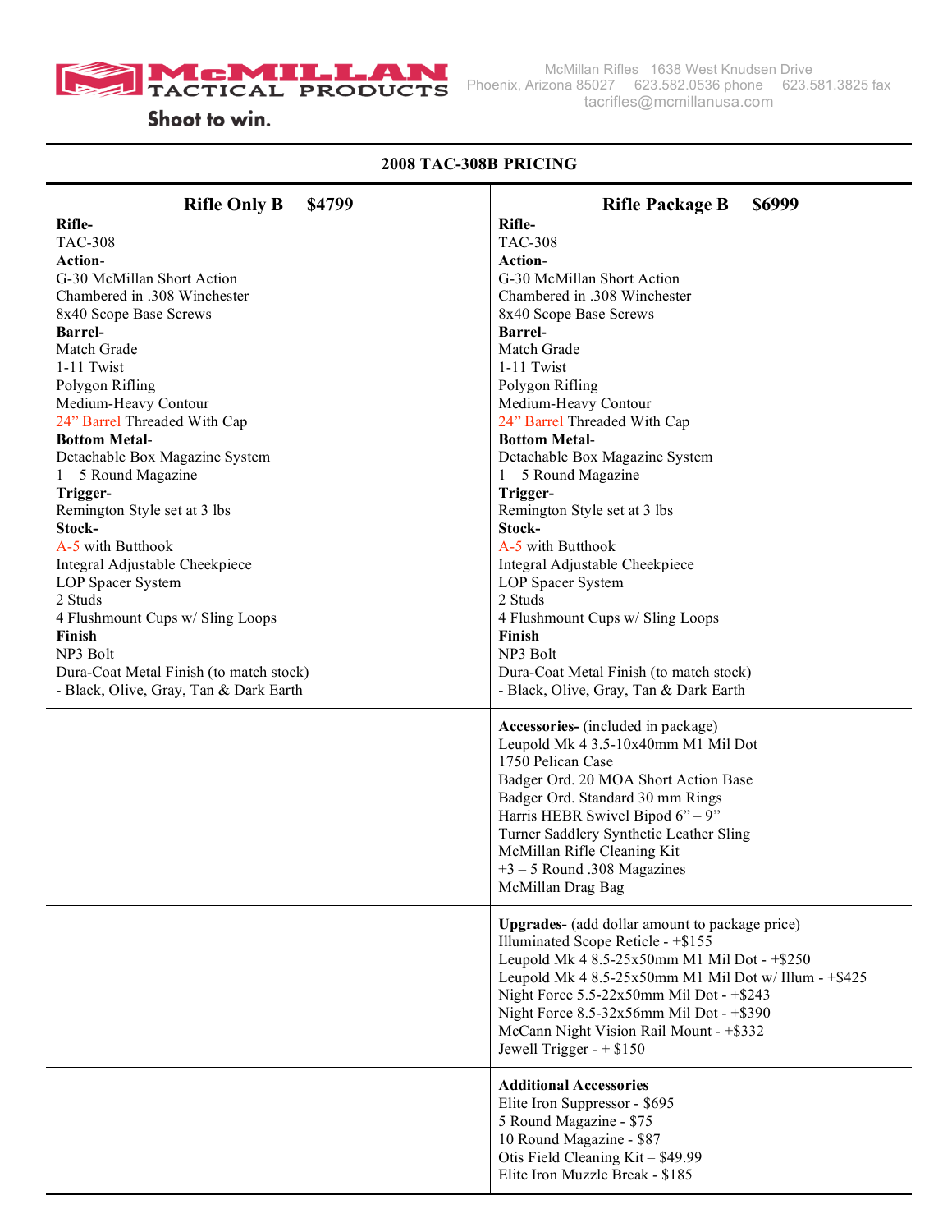McMillan Tactical Products — Shoot to win.

McMillan Rifles 1638 West Knudsen Drive
Phoenix, Arizona 85027 623.582.0536 phone 623.581.3825 fax
tacrifles@mcmillanusa.com

## 2008 TAC-308B PRICING

| Rifle Only B $4799 | Rifle Package B $6999 |
|---|---|
| **Rifle-**<br>TAC-308<br>**Action-**<br>G-30 McMillan Short Action<br>Chambered in .308 Winchester<br>8x40 Scope Base Screws<br>**Barrel-**<br>Match Grade<br>1-11 Twist<br>Polygon Rifling<br>Medium-Heavy Contour<br>24” Barrel Threaded With Cap<br>**Bottom Metal-**<br>Detachable Box Magazine System<br>1 – 5 Round Magazine<br>**Trigger-**<br>Remington Style set at 3 lbs<br>**Stock-**<br>A-5 with Butthook<br>Integral Adjustable Cheekpiece<br>LOP Spacer System<br>2 Studs<br>4 Flushmount Cups w/ Sling Loops<br>**Finish**<br>NP3 Bolt<br>Dura-Coat Metal Finish (to match stock)<br>- Black, Olive, Gray, Tan & Dark Earth | **Rifle-**<br>TAC-308<br>**Action-**<br>G-30 McMillan Short Action<br>Chambered in .308 Winchester<br>8x40 Scope Base Screws<br>**Barrel-**<br>Match Grade<br>1-11 Twist<br>Polygon Rifling<br>Medium-Heavy Contour<br>24” Barrel Threaded With Cap<br>**Bottom Metal-**<br>Detachable Box Magazine System<br>1 – 5 Round Magazine<br>**Trigger-**<br>Remington Style set at 3 lbs<br>**Stock-**<br>A-5 with Butthook<br>Integral Adjustable Cheekpiece<br>LOP Spacer System<br>2 Studs<br>4 Flushmount Cups w/ Sling Loops<br>**Finish**<br>NP3 Bolt<br>Dura-Coat Metal Finish (to match stock)<br>- Black, Olive, Gray, Tan & Dark Earth |
| | **Accessories-** (included in package)<br>Leupold Mk 4 3.5-10x40mm M1 Mil Dot<br>1750 Pelican Case<br>Badger Ord. 20 MOA Short Action Base<br>Badger Ord. Standard 30 mm Rings<br>Harris HEBR Swivel Bipod 6” – 9”<br>Turner Saddlery Synthetic Leather Sling<br>McMillan Rifle Cleaning Kit<br>+3 – 5 Round .308 Magazines<br>McMillan Drag Bag |
| | **Upgrades-** (add dollar amount to package price)<br>Illuminated Scope Reticle - +$155<br>Leupold Mk 4 8.5-25x50mm M1 Mil Dot - +$250<br>Leupold Mk 4 8.5-25x50mm M1 Mil Dot w/ Illum - +$425<br>Night Force 5.5-22x50mm Mil Dot - +$243<br>Night Force 8.5-32x56mm Mil Dot - +$390<br>McCann Night Vision Rail Mount - +$332<br>Jewell Trigger - + $150 |
| | **Additional Accessories**<br>Elite Iron Suppressor - $695<br>5 Round Magazine - $75<br>10 Round Magazine - $87<br>Otis Field Cleaning Kit – $49.99<br>Elite Iron Muzzle Break - $185 |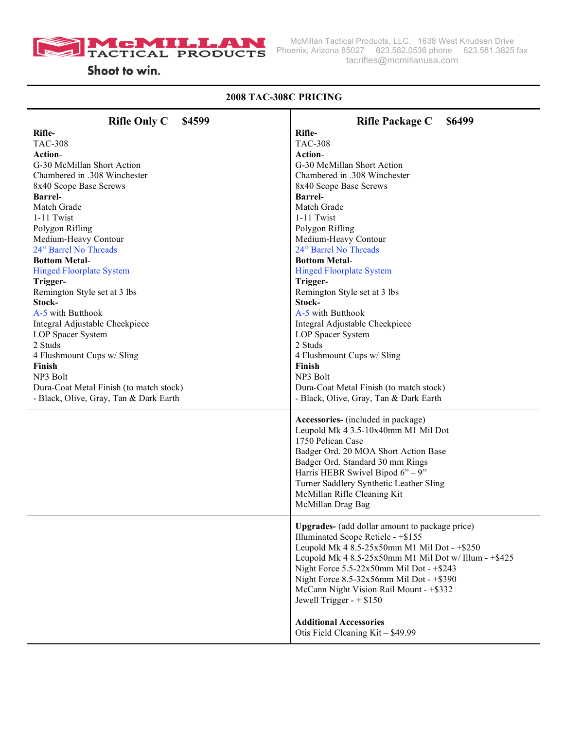McMILLAN TACTICAL PRODUCTS

Shoot to win.

McMillan Tactical Products, LLC. 1638 West Knudsen Drive
Phoenix, Arizona 85027 623.582.0536 phone 623.581.3825 fax
tacrifles@mcmillanusa.com

## 2008 TAC-308C PRICING

| Rifle Only C $4599 | Rifle Package C $6499 |
|---|---|
| **Rifle-**<br>TAC-308<br>**Action-**<br>G-30 McMillan Short Action<br>Chambered in .308 Winchester<br>8x40 Scope Base Screws<br>**Barrel-**<br>Match Grade<br>1-11 Twist<br>Polygon Rifling<br>Medium-Heavy Contour<br>24" Barrel No Threads<br>**Bottom Metal-**<br>Hinged Floorplate System<br>**Trigger-**<br>Remington Style set at 3 lbs<br>**Stock-**<br>A-5 with Butthook<br>Integral Adjustable Cheekpiece<br>LOP Spacer System<br>2 Studs<br>4 Flushmount Cups w/ Sling<br>**Finish**<br>NP3 Bolt<br>Dura-Coat Metal Finish (to match stock)<br>- Black, Olive, Gray, Tan & Dark Earth | **Rifle-**<br>TAC-308<br>**Action-**<br>G-30 McMillan Short Action<br>Chambered in .308 Winchester<br>8x40 Scope Base Screws<br>**Barrel-**<br>Match Grade<br>1-11 Twist<br>Polygon Rifling<br>Medium-Heavy Contour<br>24" Barrel No Threads<br>**Bottom Metal-**<br>Hinged Floorplate System<br>**Trigger-**<br>Remington Style set at 3 lbs<br>**Stock-**<br>A-5 with Butthook<br>Integral Adjustable Cheekpiece<br>LOP Spacer System<br>2 Studs<br>4 Flushmount Cups w/ Sling<br>**Finish**<br>NP3 Bolt<br>Dura-Coat Metal Finish (to match stock)<br>- Black, Olive, Gray, Tan & Dark Earth |
| | **Accessories-** (included in package)<br>Leupold Mk 4 3.5-10x40mm M1 Mil Dot<br>1750 Pelican Case<br>Badger Ord. 20 MOA Short Action Base<br>Badger Ord. Standard 30 mm Rings<br>Harris HEBR Swivel Bipod 6" – 9"<br>Turner Saddlery Synthetic Leather Sling<br>McMillan Rifle Cleaning Kit<br>McMillan Drag Bag |
| | **Upgrades-** (add dollar amount to package price)<br>Illuminated Scope Reticle - +$155<br>Leupold Mk 4 8.5-25x50mm M1 Mil Dot - +$250<br>Leupold Mk 4 8.5-25x50mm M1 Mil Dot w/ Illum - +$425<br>Night Force 5.5-22x50mm Mil Dot - +$243<br>Night Force 8.5-32x56mm Mil Dot - +$390<br>McCann Night Vision Rail Mount - +$332<br>Jewell Trigger - + $150 |
| | **Additional Accessories**<br>Otis Field Cleaning Kit – $49.99 |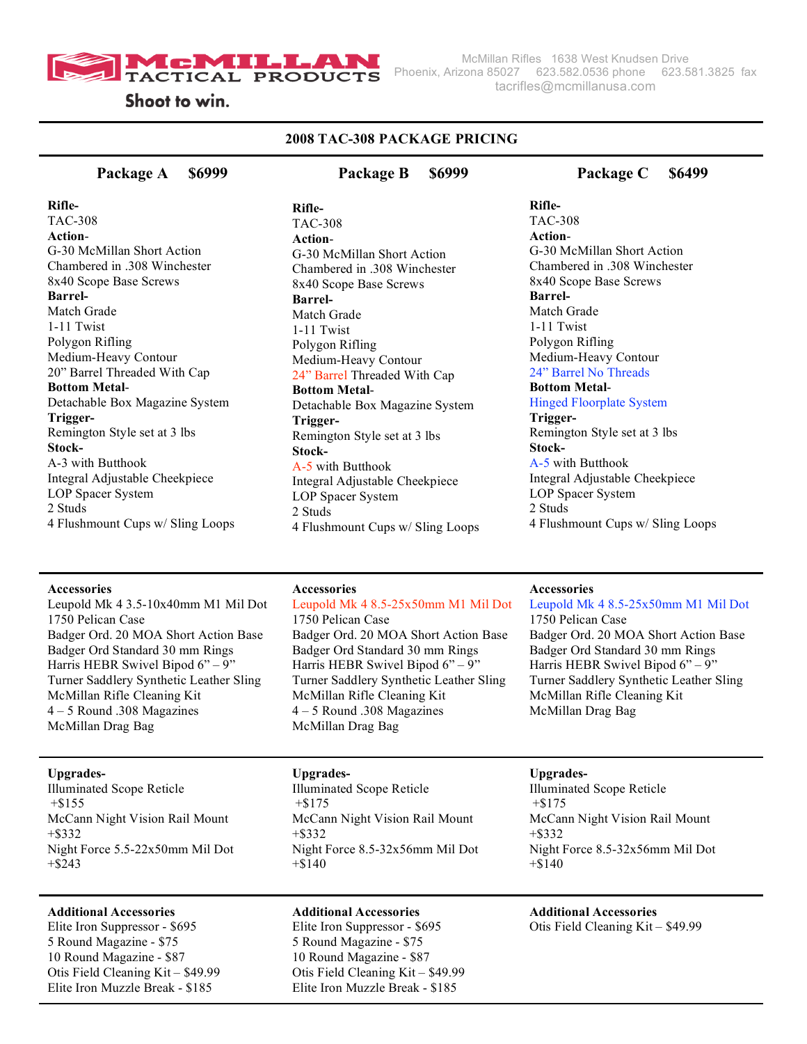McMILLAN TACTICAL PRODUCTS

Shoot to win.

McMillan Rifles 1638 West Knudsen Drive
Phoenix, Arizona 85027 623.582.0536 phone 623.581.3825 fax
tacrifles@mcmillanusa.com

## 2008 TAC-308 PACKAGE PRICING

### Package A $6999

**Rifle-**
TAC-308
**Action-**
G-30 McMillan Short Action
Chambered in .308 Winchester
8x40 Scope Base Screws
**Barrel-**
Match Grade
1-11 Twist
Polygon Rifling
Medium-Heavy Contour
20" Barrel Threaded With Cap
**Bottom Metal-**
Detachable Box Magazine System
**Trigger-**
Remington Style set at 3 lbs
**Stock-**
A-3 with Butthook
Integral Adjustable Cheekpiece
LOP Spacer System
2 Studs
4 Flushmount Cups w/ Sling Loops

**Accessories**
Leupold Mk 4 3.5-10x40mm M1 Mil Dot
1750 Pelican Case
Badger Ord. 20 MOA Short Action Base
Badger Ord Standard 30 mm Rings
Harris HEBR Swivel Bipod 6" – 9"
Turner Saddlery Synthetic Leather Sling
McMillan Rifle Cleaning Kit
4 – 5 Round .308 Magazines
McMillan Drag Bag

**Upgrades-**
Illuminated Scope Reticle
+$155
McCann Night Vision Rail Mount
+$332
Night Force 5.5-22x50mm Mil Dot
+$243

**Additional Accessories**
Elite Iron Suppressor - $695
5 Round Magazine - $75
10 Round Magazine - $87
Otis Field Cleaning Kit – $49.99
Elite Iron Muzzle Break - $185

### Package B $6999

**Rifle-**
TAC-308
**Action-**
G-30 McMillan Short Action
Chambered in .308 Winchester
8x40 Scope Base Screws
**Barrel-**
Match Grade
1-11 Twist
Polygon Rifling
Medium-Heavy Contour
24" Barrel Threaded With Cap
**Bottom Metal-**
Detachable Box Magazine System
**Trigger-**
Remington Style set at 3 lbs
**Stock-**
A-5 with Butthook
Integral Adjustable Cheekpiece
LOP Spacer System
2 Studs
4 Flushmount Cups w/ Sling Loops

**Accessories**
Leupold Mk 4 8.5-25x50mm M1 Mil Dot
1750 Pelican Case
Badger Ord. 20 MOA Short Action Base
Badger Ord Standard 30 mm Rings
Harris HEBR Swivel Bipod 6" – 9"
Turner Saddlery Synthetic Leather Sling
McMillan Rifle Cleaning Kit
4 – 5 Round .308 Magazines
McMillan Drag Bag

**Upgrades-**
Illuminated Scope Reticle
+$175
McCann Night Vision Rail Mount
+$332
Night Force 8.5-32x56mm Mil Dot
+$140

**Additional Accessories**
Elite Iron Suppressor - $695
5 Round Magazine - $75
10 Round Magazine - $87
Otis Field Cleaning Kit – $49.99
Elite Iron Muzzle Break - $185

### Package C $6499

**Rifle-**
TAC-308
**Action-**
G-30 McMillan Short Action
Chambered in .308 Winchester
8x40 Scope Base Screws
**Barrel-**
Match Grade
1-11 Twist
Polygon Rifling
Medium-Heavy Contour
24" Barrel No Threads
**Bottom Metal-**
Hinged Floorplate System
**Trigger-**
Remington Style set at 3 lbs
**Stock-**
A-5 with Butthook
Integral Adjustable Cheekpiece
LOP Spacer System
2 Studs
4 Flushmount Cups w/ Sling Loops

**Accessories**
Leupold Mk 4 8.5-25x50mm M1 Mil Dot
1750 Pelican Case
Badger Ord. 20 MOA Short Action Base
Badger Ord Standard 30 mm Rings
Harris HEBR Swivel Bipod 6" – 9"
Turner Saddlery Synthetic Leather Sling
McMillan Rifle Cleaning Kit
McMillan Drag Bag

**Upgrades-**
Illuminated Scope Reticle
+$175
McCann Night Vision Rail Mount
+$332
Night Force 8.5-32x56mm Mil Dot
+$140

**Additional Accessories**
Otis Field Cleaning Kit – $49.99